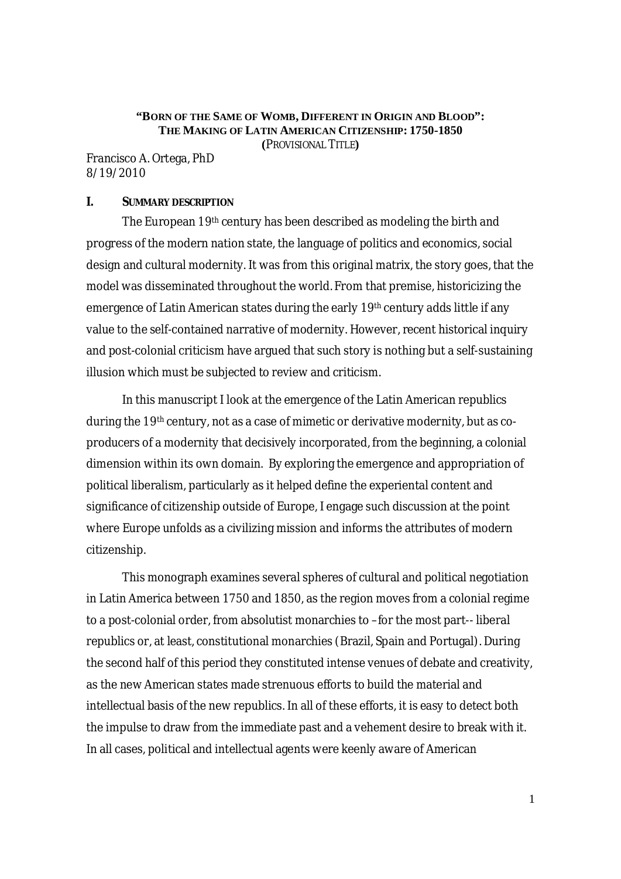**"BORN OF THE SAME OF WOMB, DIFFERENT IN ORIGIN AND BLOOD":**
**THE MAKING OF LATIN AMERICAN CITIZENSHIP: 1750-1850**
**(PROVISIONAL TITLE)**

Francisco A. Ortega, PhD
8/19/2010

## I. SUMMARY DESCRIPTION

The European 19th century has been described as modeling the birth and progress of the modern nation state, the language of politics and economics, social design and cultural modernity. It was from this original matrix, the story goes, that the model was disseminated throughout the world. From that premise, historicizing the emergence of Latin American states during the early 19th century adds little if any value to the self-contained narrative of modernity. However, recent historical inquiry and post-colonial criticism have argued that such story is nothing but a self-sustaining illusion which must be subjected to review and criticism.

In this manuscript I look at the emergence of the Latin American republics during the 19th century, not as a case of mimetic or derivative modernity, but as co-producers of a modernity that decisively incorporated, from the beginning, a colonial dimension within its own domain. By exploring the emergence and appropriation of political liberalism, particularly as it helped define the experiental content and significance of citizenship outside of Europe, I engage such discussion at the point where Europe unfolds as a civilizing mission and informs the attributes of modern citizenship.

This monograph examines several spheres of cultural and political negotiation in Latin America between 1750 and 1850, as the region moves from a colonial regime to a post-colonial order, from absolutist monarchies to –for the most part-- liberal republics or, at least, constitutional monarchies (Brazil, Spain and Portugal). During the second half of this period they constituted intense venues of debate and creativity, as the new American states made strenuous efforts to build the material and intellectual basis of the new republics. In all of these efforts, it is easy to detect both the impulse to draw from the immediate past and a vehement desire to break with it. In all cases, political and intellectual agents were keenly aware of American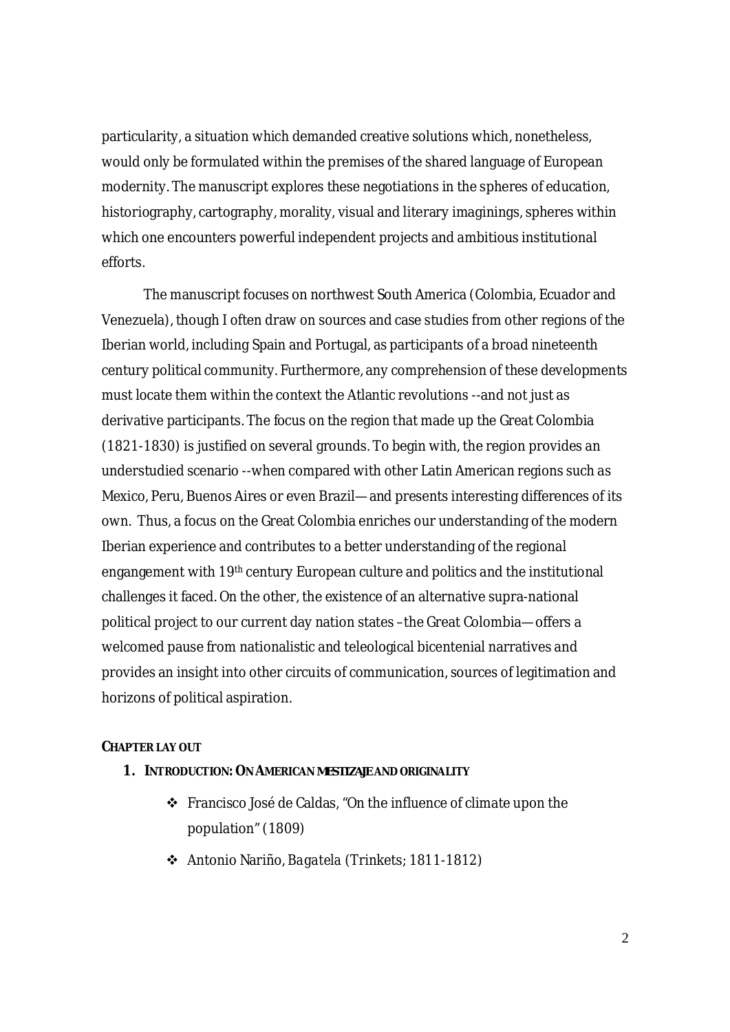particularity, a situation which demanded creative solutions which, nonetheless, would only be formulated within the premises of the shared language of European modernity. The manuscript explores these negotiations in the spheres of education, historiography, cartography, morality, visual and literary imaginings, spheres within which one encounters powerful independent projects and ambitious institutional efforts.

The manuscript focuses on northwest South America (Colombia, Ecuador and Venezuela), though I often draw on sources and case studies from other regions of the Iberian world, including Spain and Portugal, as participants of a broad nineteenth century political community. Furthermore, any comprehension of these developments must locate them within the context the Atlantic revolutions --and not just as derivative participants. The focus on the region that made up the Great Colombia (1821-1830) is justified on several grounds. To begin with, the region provides an understudied scenario --when compared with other Latin American regions such as Mexico, Peru, Buenos Aires or even Brazil— and presents interesting differences of its own. Thus, a focus on the Great Colombia enriches our understanding of the modern Iberian experience and contributes to a better understanding of the regional engangement with 19th century European culture and politics and the institutional challenges it faced. On the other, the existence of an alternative supra-national political project to our current day nation states –the Great Colombia— offers a welcomed pause from nationalistic and teleological bicentenial narratives and provides an insight into other circuits of communication, sources of legitimation and horizons of political aspiration.

## CHAPTER LAY OUT

1. **INTRODUCTION: ON AMERICAN *MESTIZAJE* AND ORIGINALITY**
   - Francisco José de Caldas, "On the influence of climate upon the population" (1809)
   - Antonio Nariño, *Bagatela* (Trinkets; 1811-1812)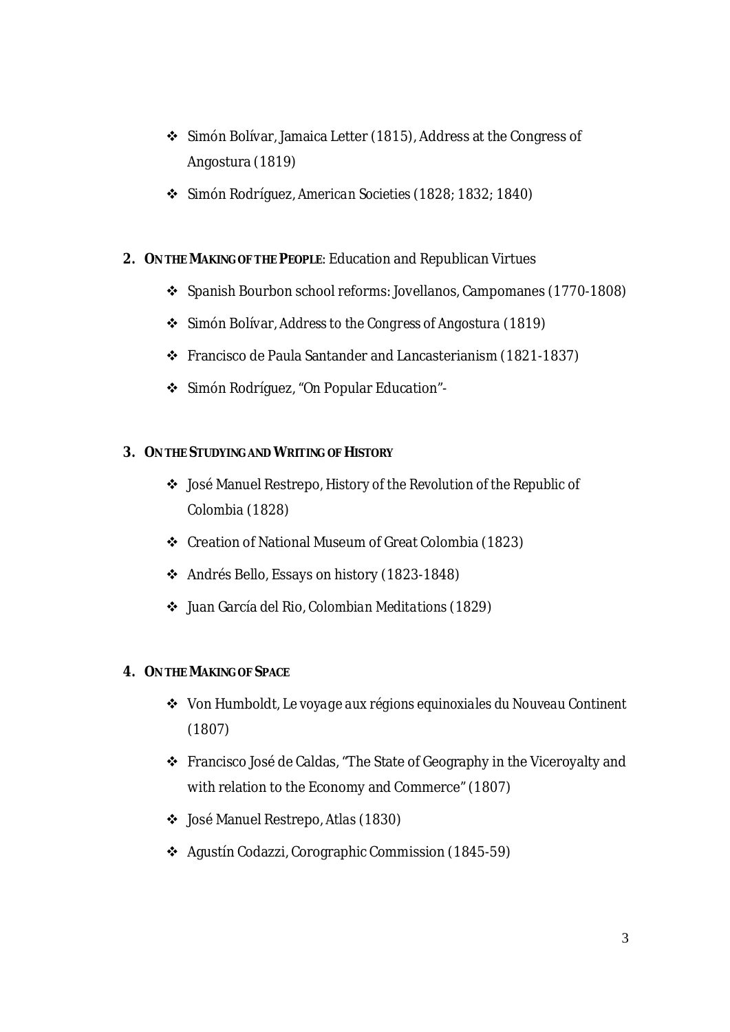- Simón Bolívar, Jamaica Letter (1815), Address at the Congress of Angostura (1819)
- Simón Rodríguez, *American Societies* (1828; 1832; 1840)

2. **On the Making of the People**: Education and Republican Virtues
   - Spanish Bourbon school reforms: Jovellanos, Campomanes (1770-1808)
   - Simón Bolívar, Address to the *Congress of Angostura* (1819)
   - Francisco de Paula Santander and Lancasterianism (1821-1837)
   - Simón Rodríguez, "On Popular Education"-

3. **On the Studying and Writing of History**
   - José Manuel Restrepo, History of the Revolution of the Republic of Colombia (1828)
   - Creation of National Museum of Great Colombia (1823)
   - Andrés Bello, Essays on history (1823-1848)
   - Juan García del Rio, *Colombian Meditations* (1829)

4. **On the Making of Space**
   - Von Humboldt, *Le voyage aux régions equinoxiales du Nouveau Continent* (1807)
   - Francisco José de Caldas, "The State of Geography in the Viceroyalty and with relation to the Economy and Commerce" (1807)
   - José Manuel Restrepo, *Atlas* (1830)
   - Agustín Codazzi, Corographic Commission (1845-59)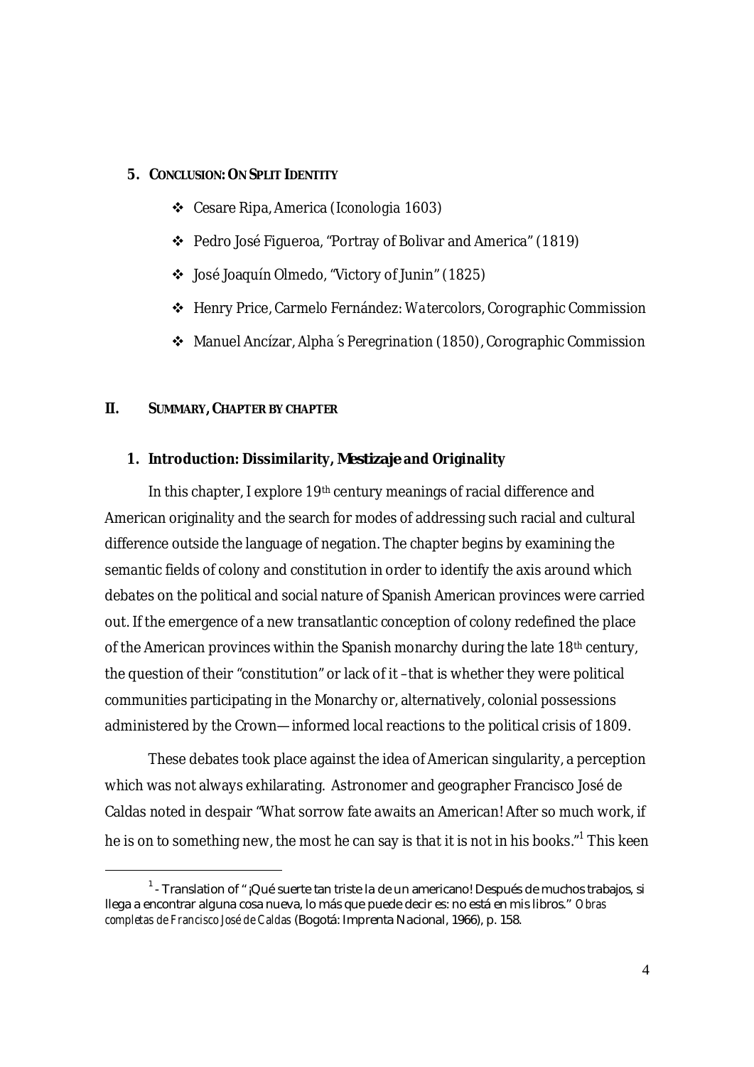5. **CONCLUSION: ON SPLIT IDENTITY**

- Cesare Ripa, America (Iconologia 1603)
- Pedro José Figueroa, "Portray of Bolivar and America" (1819)
- José Joaquín Olmedo, "Victory of Junin" (1825)
- Henry Price, Carmelo Fernández: *Watercolors*, Corographic Commission
- Manuel Ancízar, *Alpha´s Peregrination* (1850), Corographic Commission

## II. SUMMARY, CHAPTER BY CHAPTER

### 1. Introduction: Dissimilarity, *Mestizaje* and Originality

In this chapter, I explore 19th century meanings of racial difference and American originality and the search for modes of addressing such racial and cultural difference outside the language of negation. The chapter begins by examining the semantic fields of colony and constitution in order to identify the axis around which debates on the political and social nature of Spanish American provinces were carried out. If the emergence of a new transatlantic conception of colony redefined the place of the American provinces within the Spanish monarchy during the late 18th century, the question of their "constitution" or lack of it –that is whether they were political communities participating in the Monarchy or, alternatively, colonial possessions administered by the Crown— informed local reactions to the political crisis of 1809.

These debates took place against the idea of American singularity, a perception which was not always exhilarating. Astronomer and geographer Francisco José de Caldas noted in despair "What sorrow fate awaits an American! After so much work, if he is on to something new, the most he can say is that it is not in his books."[1] This keen

[1] - Translation of "¡Qué suerte tan triste la de un americano! Después de muchos trabajos, si llega a encontrar alguna cosa nueva, lo más que puede decir es: no está en mis libros." *Obras completas de Francisco José de Caldas* (Bogotá: Imprenta Nacional, 1966), p. 158.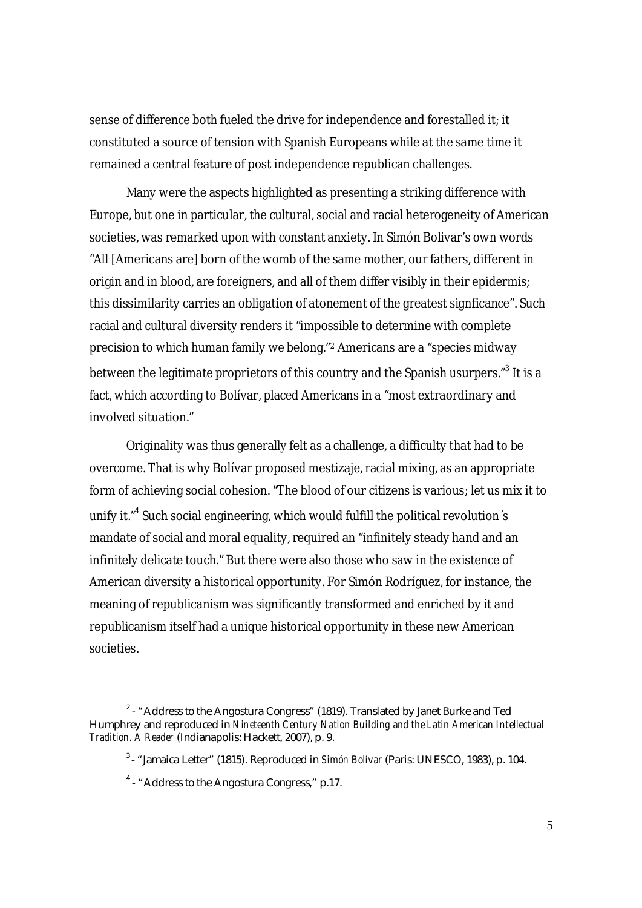sense of difference both fueled the drive for independence and forestalled it; it constituted a source of tension with Spanish Europeans while at the same time it remained a central feature of post independence republican challenges.

Many were the aspects highlighted as presenting a striking difference with Europe, but one in particular, the cultural, social and racial heterogeneity of American societies, was remarked upon with constant anxiety. In Simón Bolivar's own words "All [Americans are] born of the womb of the same mother, our fathers, different in origin and in blood, are foreigners, and all of them differ visibly in their epidermis; this dissimilarity carries an obligation of atonement of the greatest signficance". Such racial and cultural diversity renders it "impossible to determine with complete precision to which human family we belong."[2] Americans are a "species midway between the legitimate proprietors of this country and the Spanish usurpers."[3] It is a fact, which according to Bolívar, placed Americans in a "most extraordinary and involved situation."

Originality was thus generally felt as a challenge, a difficulty that had to be overcome. That is why Bolívar proposed mestizaje, racial mixing, as an appropriate form of achieving social cohesion. "The blood of our citizens is various; let us mix it to unify it."[4] Such social engineering, which would fulfill the political revolution´s mandate of social and moral equality, required an "infinitely steady hand and an infinitely delicate touch." But there were also those who saw in the existence of American diversity a historical opportunity. For Simón Rodríguez, for instance, the meaning of republicanism was significantly transformed and enriched by it and republicanism itself had a unique historical opportunity in these new American societies.

---

[2] - "Address to the Angostura Congress" (1819). Translated by Janet Burke and Ted Humphrey and reproduced in *Nineteenth Century Nation Building and the Latin American Intellectual Tradition. A Reader* (Indianapolis: Hackett, 2007), p. 9.

[3] - "Jamaica Letter" (1815). Reproduced in *Simón Bolívar* (Paris: UNESCO, 1983), p. 104.

[4] - "Address to the Angostura Congress," p.17.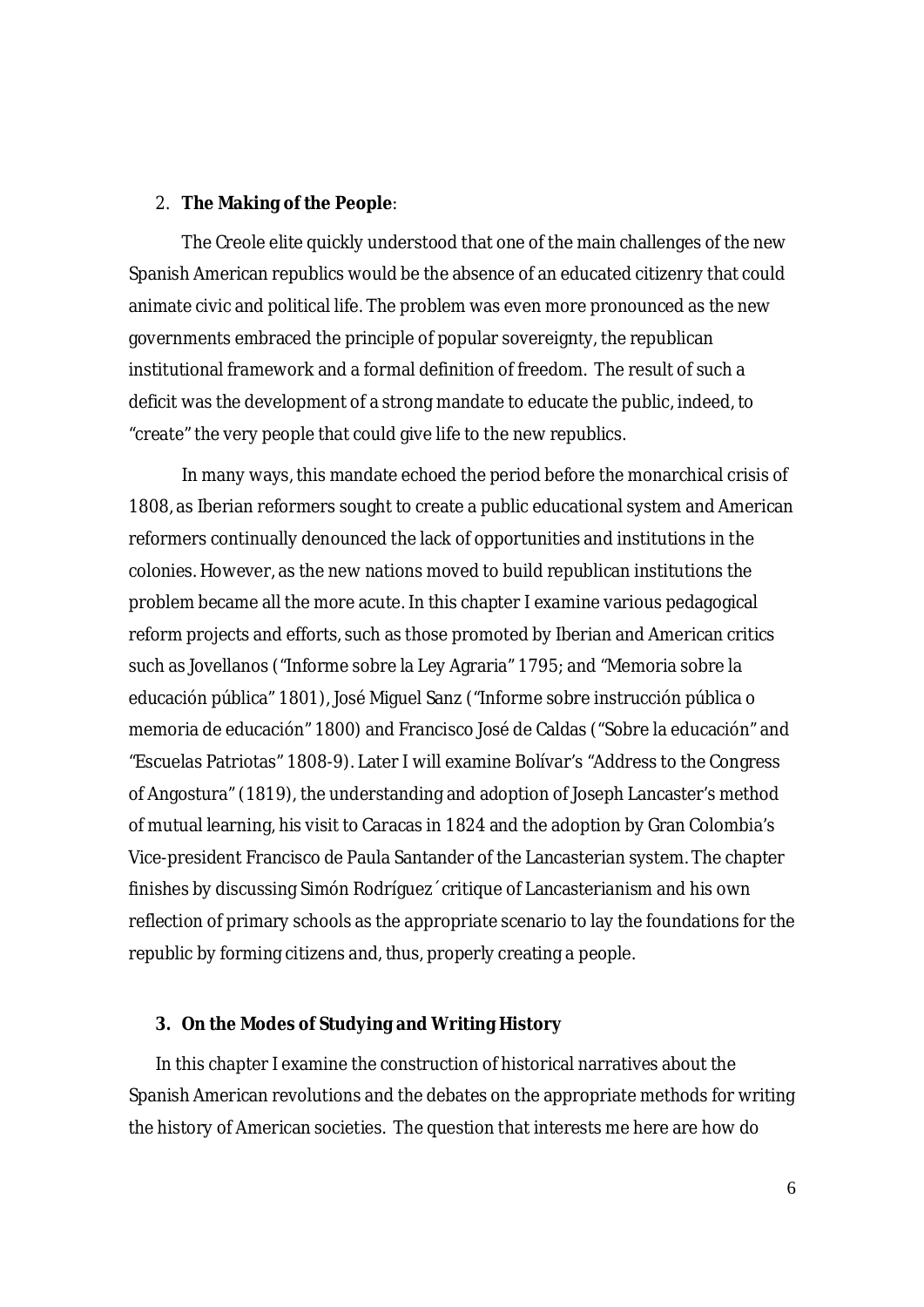2. **The Making of the People**:

The Creole elite quickly understood that one of the main challenges of the new Spanish American republics would be the absence of an educated citizenry that could animate civic and political life. The problem was even more pronounced as the new governments embraced the principle of popular sovereignty, the republican institutional framework and a formal definition of freedom. The result of such a deficit was the development of a strong mandate to educate the public, indeed, to "create" the very people that could give life to the new republics.

In many ways, this mandate echoed the period before the monarchical crisis of 1808, as Iberian reformers sought to create a public educational system and American reformers continually denounced the lack of opportunities and institutions in the colonies. However, as the new nations moved to build republican institutions the problem became all the more acute. In this chapter I examine various pedagogical reform projects and efforts, such as those promoted by Iberian and American critics such as Jovellanos ("Informe sobre la Ley Agraria" 1795; and "Memoria sobre la educación pública" 1801), José Miguel Sanz ("Informe sobre instrucción pública o memoria de educación" 1800) and Francisco José de Caldas ("Sobre la educación" and "Escuelas Patriotas" 1808-9). Later I will examine Bolívar's "Address to the Congress of Angostura" (1819), the understanding and adoption of Joseph Lancaster's method of mutual learning, his visit to Caracas in 1824 and the adoption by Gran Colombia's Vice-president Francisco de Paula Santander of the Lancasterian system. The chapter finishes by discussing Simón Rodríguez´ critique of Lancasterianism and his own reflection of primary schools as the appropriate scenario to lay the foundations for the republic by forming citizens and, thus, properly creating a people.

3. **On the Modes of Studying and Writing History**

In this chapter I examine the construction of historical narratives about the Spanish American revolutions and the debates on the appropriate methods for writing the history of American societies. The question that interests me here are how do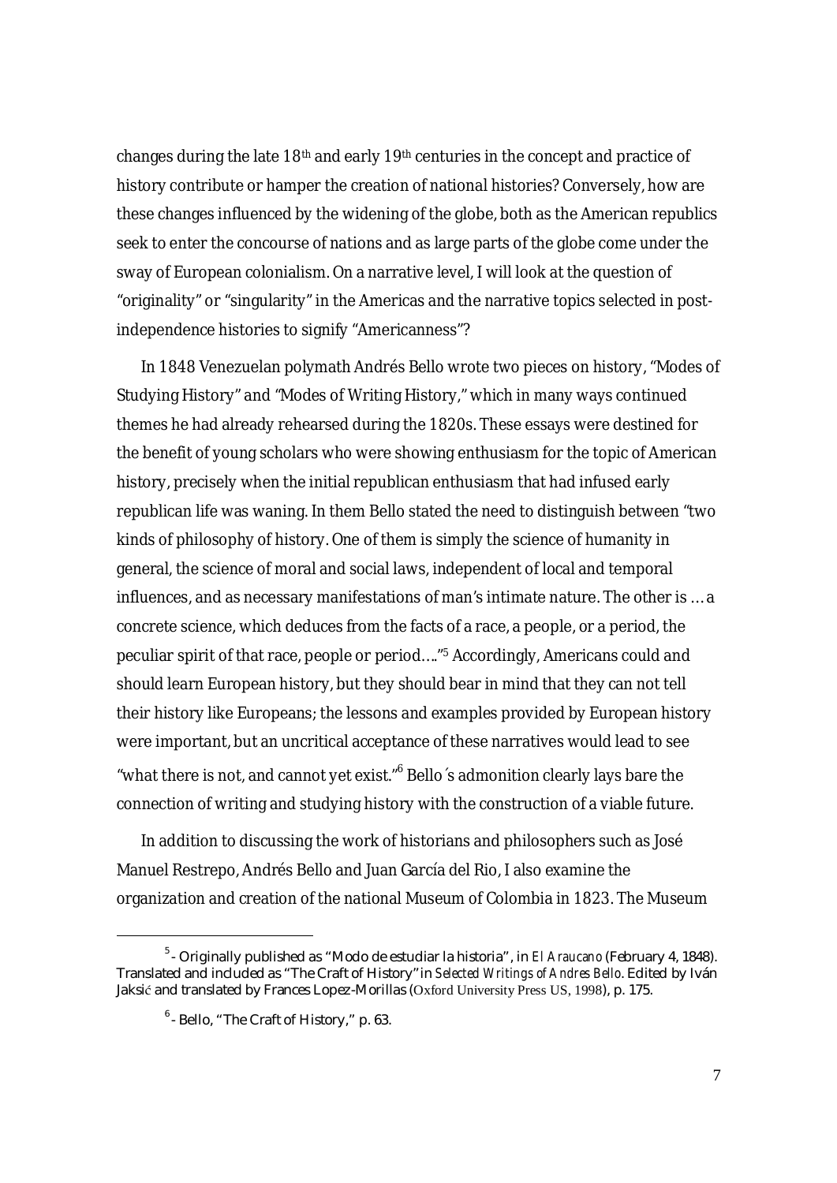changes during the late 18th and early 19th centuries in the concept and practice of history contribute or hamper the creation of national histories? Conversely, how are these changes influenced by the widening of the globe, both as the American republics seek to enter the concourse of nations and as large parts of the globe come under the sway of European colonialism. On a narrative level, I will look at the question of "originality" or "singularity" in the Americas and the narrative topics selected in post-independence histories to signify "Americanness"?

In 1848 Venezuelan polymath Andrés Bello wrote two pieces on history, "Modes of Studying History" and "Modes of Writing History," which in many ways continued themes he had already rehearsed during the 1820s. These essays were destined for the benefit of young scholars who were showing enthusiasm for the topic of American history, precisely when the initial republican enthusiasm that had infused early republican life was waning. In them Bello stated the need to distinguish between "two kinds of philosophy of history. One of them is simply the science of humanity in general, the science of moral and social laws, independent of local and temporal influences, and as necessary manifestations of man's intimate nature. The other is … a concrete science, which deduces from the facts of a race, a people, or a period, the peculiar spirit of that race, people or period…."[5] Accordingly, Americans could and should learn European history, but they should bear in mind that they can not tell their history like Europeans; the lessons and examples provided by European history were important, but an uncritical acceptance of these narratives would lead to see "what there is not, and cannot yet exist."[6] Bello´s admonition clearly lays bare the connection of writing and studying history with the construction of a viable future.

In addition to discussing the work of historians and philosophers such as José Manuel Restrepo, Andrés Bello and Juan García del Rio, I also examine the organization and creation of the national Museum of Colombia in 1823. The Museum

---

[5] - Originally published as "Modo de estudiar la historia", in *El Araucano* (February 4, 1848). Translated and included as "The Craft of History" in *Selected Writings of Andres Bello*. Edited by Iván Jaksić and translated by Frances Lopez-Morillas (Oxford University Press US, 1998), p. 175.

[6] - Bello, "The Craft of History," p. 63.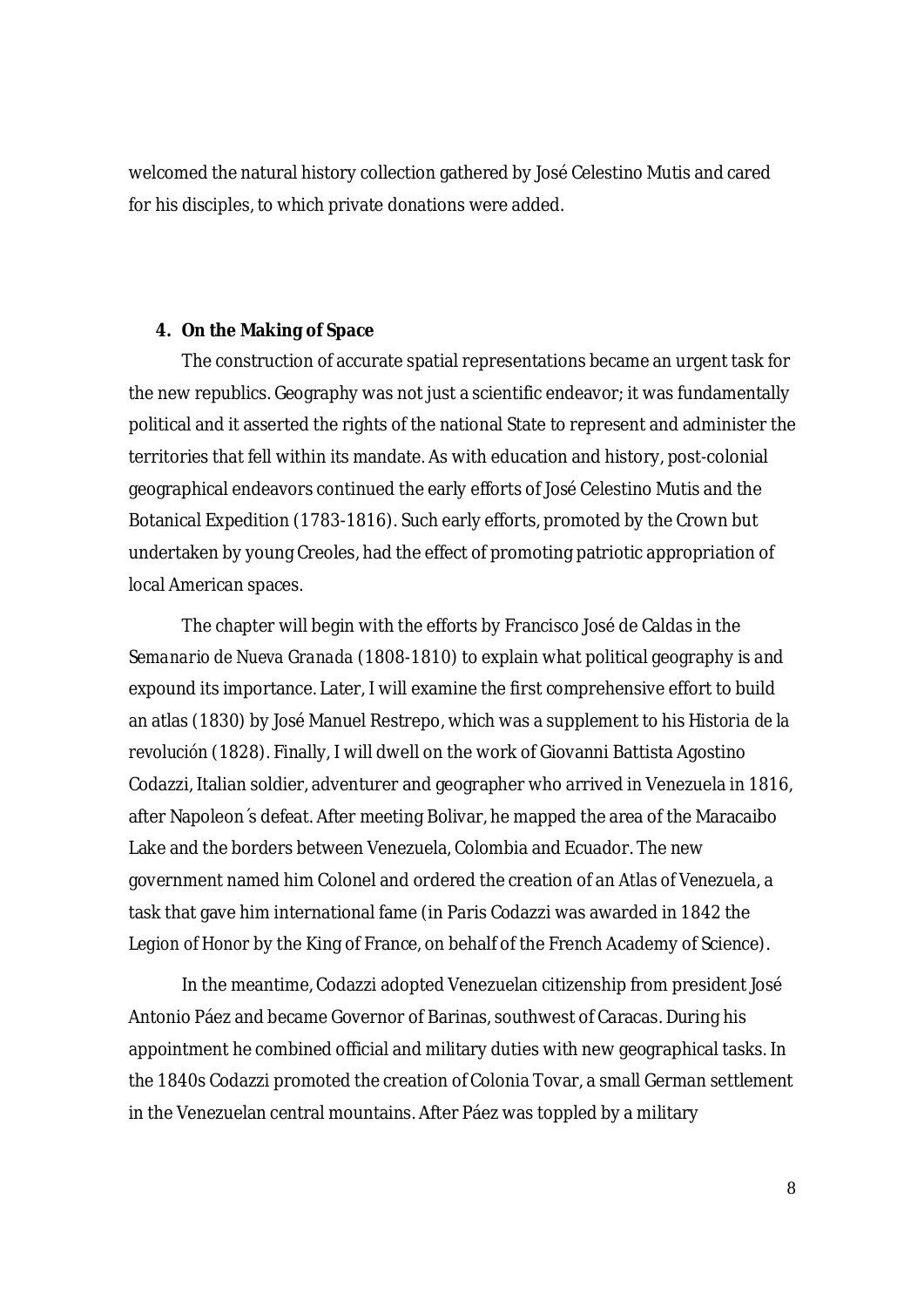welcomed the natural history collection gathered by José Celestino Mutis and cared for his disciples, to which private donations were added.

4. **On the Making of Space**

The construction of accurate spatial representations became an urgent task for the new republics. Geography was not just a scientific endeavor; it was fundamentally political and it asserted the rights of the national State to represent and administer the territories that fell within its mandate. As with education and history, post-colonial geographical endeavors continued the early efforts of José Celestino Mutis and the Botanical Expedition (1783-1816). Such early efforts, promoted by the Crown but undertaken by young Creoles, had the effect of promoting patriotic appropriation of local American spaces.

The chapter will begin with the efforts by Francisco José de Caldas in the *Semanario de Nueva Granada* (1808-1810) to explain what political geography is and expound its importance. Later, I will examine the first comprehensive effort to build an atlas (1830) by José Manuel Restrepo, which was a supplement to his *Historia de la revolución* (1828). Finally, I will dwell on the work of Giovanni Battista Agostino Codazzi, Italian soldier, adventurer and geographer who arrived in Venezuela in 1816, after Napoleon´s defeat. After meeting Bolivar, he mapped the area of the Maracaibo Lake and the borders between Venezuela, Colombia and Ecuador. The new government named him Colonel and ordered the creation of an *Atlas of Venezuela*, a task that gave him international fame (in Paris Codazzi was awarded in 1842 the Legion of Honor by the King of France, on behalf of the French Academy of Science).

In the meantime, Codazzi adopted Venezuelan citizenship from president José Antonio Páez and became Governor of Barinas, southwest of Caracas. During his appointment he combined official and military duties with new geographical tasks. In the 1840s Codazzi promoted the creation of Colonia Tovar, a small German settlement in the Venezuelan central mountains. After Páez was toppled by a military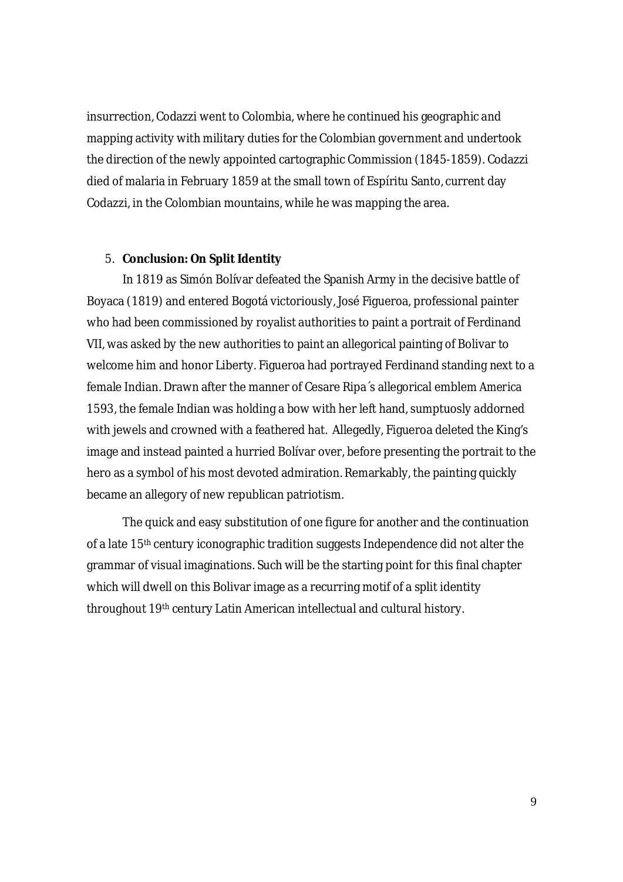insurrection, Codazzi went to Colombia, where he continued his geographic and mapping activity with military duties for the Colombian government and undertook the direction of the newly appointed cartographic Commission (1845-1859). Codazzi died of malaria in February 1859 at the small town of Espíritu Santo, current day Codazzi, in the Colombian mountains, while he was mapping the area.

## 5. Conclusion: On Split Identity

In 1819 as Simón Bolívar defeated the Spanish Army in the decisive battle of Boyaca (1819) and entered Bogotá victoriously, José Figueroa, professional painter who had been commissioned by royalist authorities to paint a portrait of Ferdinand VII, was asked by the new authorities to paint an allegorical painting of Bolivar to welcome him and honor Liberty. Figueroa had portrayed Ferdinand standing next to a female Indian. Drawn after the manner of Cesare Ripa´s allegorical emblem America 1593, the female Indian was holding a bow with her left hand, sumptuosly addorned with jewels and crowned with a feathered hat. Allegedly, Figueroa deleted the King's image and instead painted a hurried Bolívar over, before presenting the portrait to the hero as a symbol of his most devoted admiration. Remarkably, the painting quickly became an allegory of new republican patriotism.

The quick and easy substitution of one figure for another and the continuation of a late 15th century iconographic tradition suggests Independence did not alter the grammar of visual imaginations. Such will be the starting point for this final chapter which will dwell on this Bolivar image as a recurring motif of a split identity throughout 19th century Latin American intellectual and cultural history.